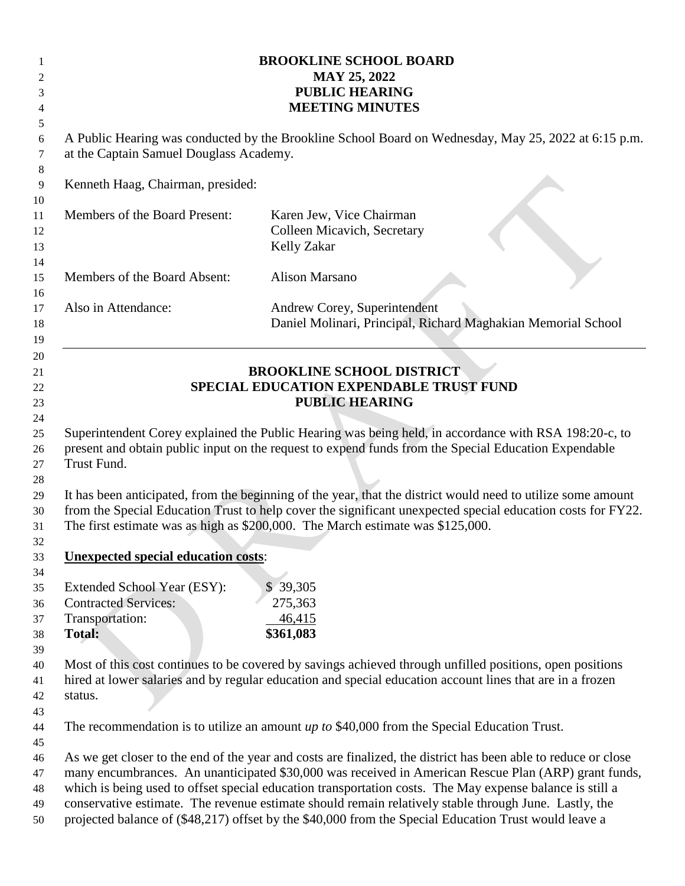# BROOKLINE SCHOOL BOARD
## MAY 25, 2022
## PUBLIC HEARING
## MEETING MINUTES

A Public Hearing was conducted by the Brookline School Board on Wednesday, May 25, 2022 at 6:15 p.m. at the Captain Samuel Douglass Academy.

Kenneth Haag, Chairman, presided:

| | |
|---|---|
| Members of the Board Present: | Karen Jew, Vice Chairman<br>Colleen Micavich, Secretary<br>Kelly Zakar |
| Members of the Board Absent: | Alison Marsano |
| Also in Attendance: | Andrew Corey, Superintendent<br>Daniel Molinari, Principal, Richard Maghakian Memorial School |

---

## BROOKLINE SCHOOL DISTRICT
## SPECIAL EDUCATION EXPENDABLE TRUST FUND
## PUBLIC HEARING

Superintendent Corey explained the Public Hearing was being held, in accordance with RSA 198:20-c, to present and obtain public input on the request to expend funds from the Special Education Expendable Trust Fund.

It has been anticipated, from the beginning of the year, that the district would need to utilize some amount from the Special Education Trust to help cover the significant unexpected special education costs for FY22. The first estimate was as high as $200,000. The March estimate was $125,000.

**Unexpected special education costs**:

| | |
|---|---|
| Extended School Year (ESY): | $ 39,305 |
| Contracted Services: | 275,363 |
| Transportation: | 46,415 |
| **Total:** | **$361,083** |

Most of this cost continues to be covered by savings achieved through unfilled positions, open positions hired at lower salaries and by regular education and special education account lines that are in a frozen status.

The recommendation is to utilize an amount *up to* $40,000 from the Special Education Trust.

As we get closer to the end of the year and costs are finalized, the district has been able to reduce or close many encumbrances. An unanticipated $30,000 was received in American Rescue Plan (ARP) grant funds, which is being used to offset special education transportation costs. The May expense balance is still a conservative estimate. The revenue estimate should remain relatively stable through June. Lastly, the projected balance of ($48,217) offset by the $40,000 from the Special Education Trust would leave a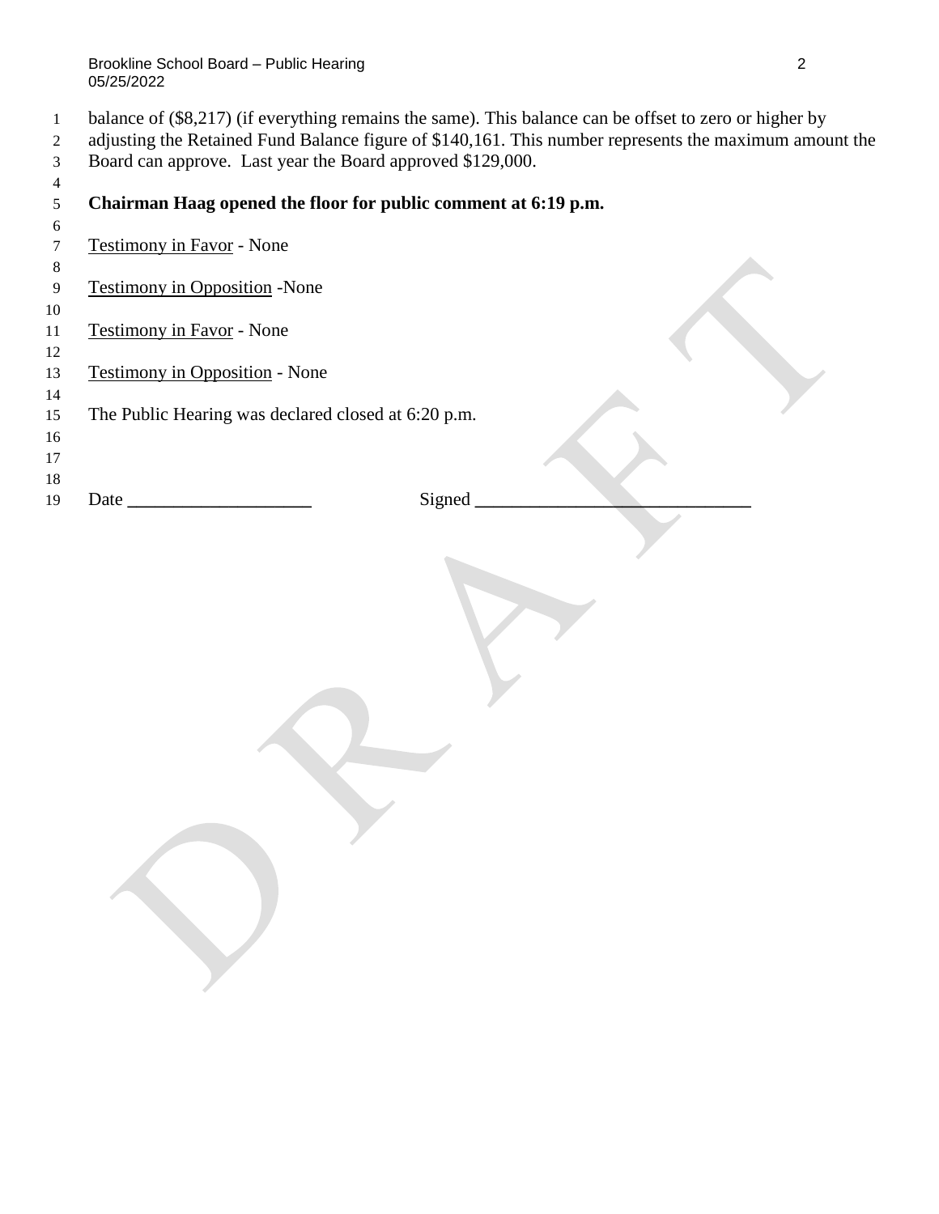balance of ($8,217) (if everything remains the same). This balance can be offset to zero or higher by adjusting the Retained Fund Balance figure of $140,161. This number represents the maximum amount the Board can approve. Last year the Board approved $129,000.

**Chairman Haag opened the floor for public comment at 6:19 p.m.**

Testimony in Favor - None

Testimony in Opposition -None

Testimony in Favor - None

Testimony in Opposition - None

The Public Hearing was declared closed at 6:20 p.m.

Date ___________________ Signed ____________________________